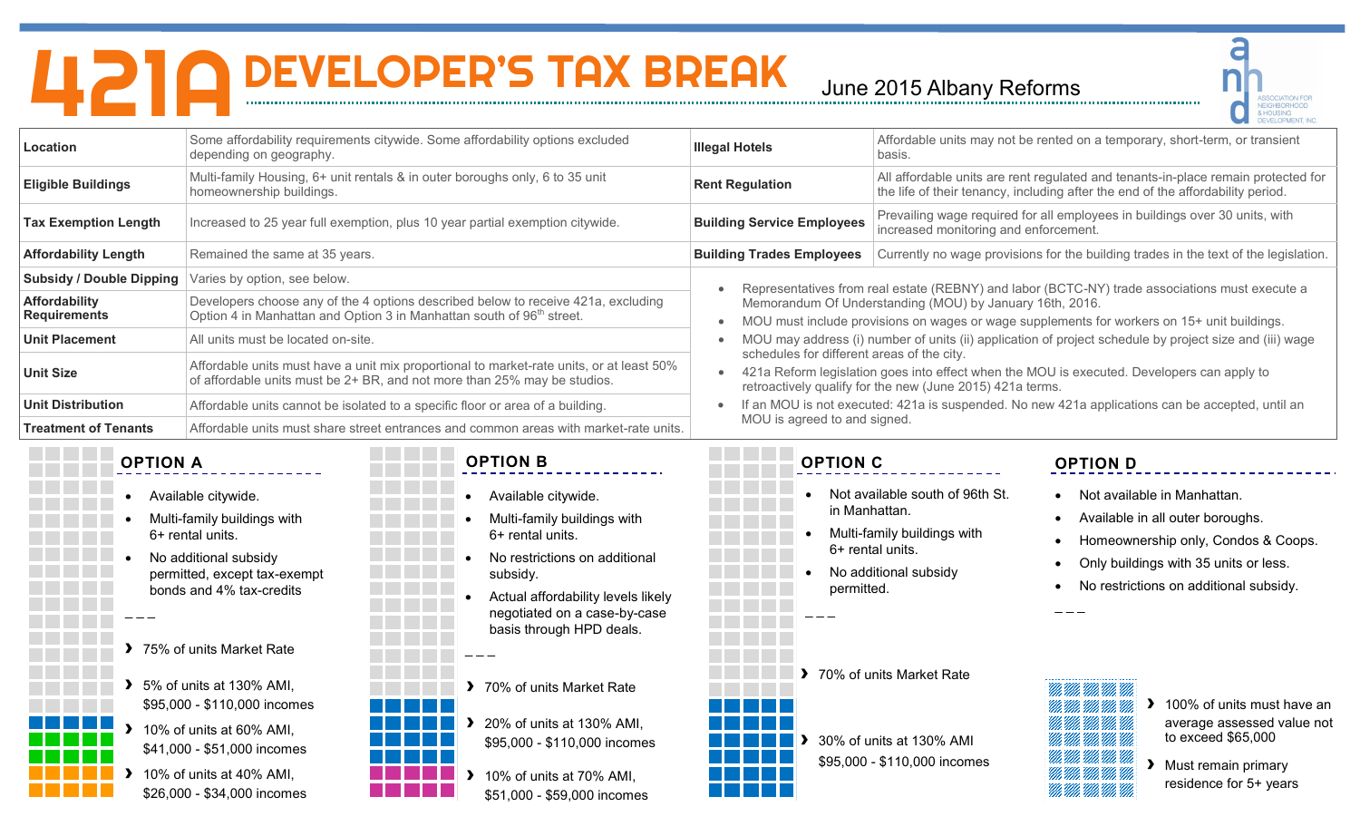# 421A DEVELOPER'S TAX BREAK

June 2015 Albany Reforms

ASSOCIATION FOR NEIGHBORHOOD & HOUSING DEVELOPMENT, INC.

| | |
|---|---|
| **Location** | Some affordability requirements citywide. Some affordability options excluded depending on geography. |
| **Eligible Buildings** | Multi-family Housing, 6+ unit rentals & in outer boroughs only, 6 to 35 unit homeownership buildings. |
| **Tax Exemption Length** | Increased to 25 year full exemption, plus 10 year partial exemption citywide. |
| **Affordability Length** | Remained the same at 35 years. |
| **Subsidy / Double Dipping** | Varies by option, see below. |
| **Affordability Requirements** | Developers choose any of the 4 options described below to receive 421a, excluding Option 4 in Manhattan and Option 3 in Manhattan south of 96th street. |
| **Unit Placement** | All units must be located on-site. |
| **Unit Size** | Affordable units must have a unit mix proportional to market-rate units, or at least 50% of affordable units must be 2+ BR, and not more than 25% may be studios. |
| **Unit Distribution** | Affordable units cannot be isolated to a specific floor or area of a building. |
| **Treatment of Tenants** | Affordable units must share street entrances and common areas with market-rate units. |

| | |
|---|---|
| **Illegal Hotels** | Affordable units may not be rented on a temporary, short-term, or transient basis. |
| **Rent Regulation** | All affordable units are rent regulated and tenants-in-place remain protected for the life of their tenancy, including after the end of the affordability period. |
| **Building Service Employees** | Prevailing wage required for all employees in buildings over 30 units, with increased monitoring and enforcement. |
| **Building Trades Employees** | Currently no wage provisions for the building trades in the text of the legislation. |

- Representatives from real estate (REBNY) and labor (BCTC-NY) trade associations must execute a Memorandum Of Understanding (MOU) by January 16th, 2016.
- MOU must include provisions on wages or wage supplements for workers on 15+ unit buildings.
- MOU may address (i) number of units (ii) application of project schedule by project size and (iii) wage schedules for different areas of the city.
- 421a Reform legislation goes into effect when the MOU is executed. Developers can apply to retroactively qualify for the new (June 2015) 421a terms.
- If an MOU is not executed: 421a is suspended. No new 421a applications can be accepted, until an MOU is agreed to and signed.

## OPTION A

- Available citywide.
- Multi-family buildings with 6+ rental units.
- No additional subsidy permitted, except tax-exempt bonds and 4% tax-credits

---

- 75% of units Market Rate
- 5% of units at 130% AMI, $95,000 - $110,000 incomes
- 10% of units at 60% AMI, $41,000 - $51,000 incomes
- 10% of units at 40% AMI, $26,000 - $34,000 incomes

## OPTION B

- Available citywide.
- Multi-family buildings with 6+ rental units.
- No restrictions on additional subsidy.
- Actual affordability levels likely negotiated on a case-by-case basis through HPD deals.

---

- 70% of units Market Rate
- 20% of units at 130% AMI, $95,000 - $110,000 incomes
- 10% of units at 70% AMI, $51,000 - $59,000 incomes

## OPTION C

- Not available south of 96th St. in Manhattan.
- Multi-family buildings with 6+ rental units.
- No additional subsidy permitted.

---

- 70% of units Market Rate
- 30% of units at 130% AMI $95,000 - $110,000 incomes

## OPTION D

- Not available in Manhattan.
- Available in all outer boroughs.
- Homeownership only, Condos & Coops.
- Only buildings with 35 units or less.
- No restrictions on additional subsidy.

---

- 100% of units must have an average assessed value not to exceed $65,000
- Must remain primary residence for 5+ years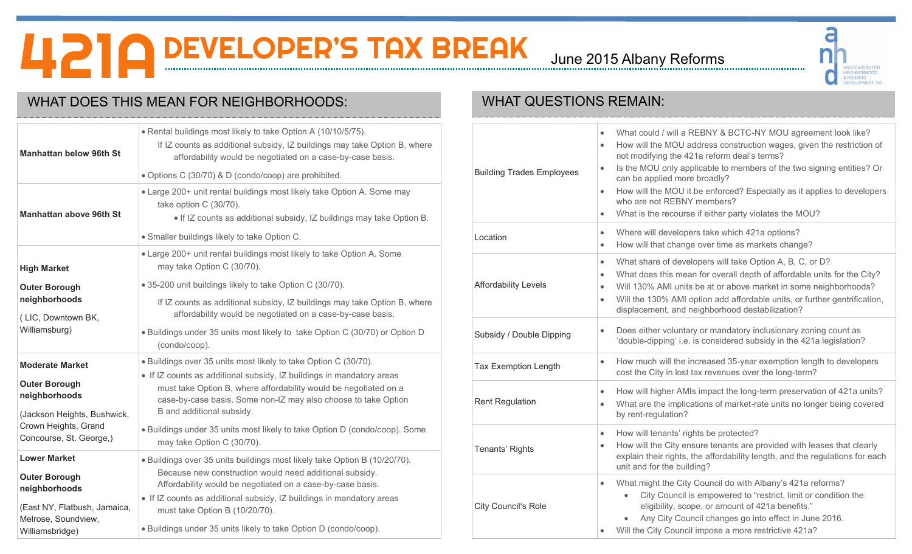# 421A DEVELOPER'S TAX BREAK

June 2015 Albany Reforms

ANHD — Association for Neighborhood & Housing Development, Inc.

## WHAT DOES THIS MEAN FOR NEIGHBORHOODS:

| | |
|---|---|
| **Manhattan below 96th St** | • Rental buildings most likely to take Option A (10/10/5/75).<br>If IZ counts as additional subsidy, IZ buildings may take Option B, where affordability would be negotiated on a case-by-case basis.<br>• Options C (30/70) & D (condo/coop) are prohibited. |
| **Manhattan above 96th St** | • Large 200+ unit rental buildings most likely take Option A. Some may take option C (30/70).<br>• If IZ counts as additional subsidy, IZ buildings may take Option B.<br>• Smaller buildings likely to take Option C. |
| **High Market**<br>**Outer Borough neighborhoods**<br>( LIC, Downtown BK, Williamsburg) | • Large 200+ unit rental buildings most likely take Option A. Some may take Option C (30/70).<br>• 35-200 unit buildings likely to take Option C (30/70).<br>If IZ counts as additional subsidy, IZ buildings may take Option B, where affordability would be negotiated on a case-by-case basis.<br>• Buildings under 35 units most likely to take Option C (30/70) or Option D (condo/coop). |
| **Moderate Market**<br>**Outer Borough neighborhoods**<br>(Jackson Heights, Bushwick, Crown Heights, Grand Concourse, St. George,) | • Buildings over 35 units most likely to take Option C (30/70).<br>• If IZ counts as additional subsidy, IZ buildings in mandatory areas must take Option B, where affordability would be negotiated on a case-by-case basis. Some non-IZ may also choose to take Option B and additional subsidy.<br>• Buildings under 35 units most likely to take Option D (condo/coop). Some may take Option C (30/70). |
| **Lower Market**<br>**Outer Borough neighborhoods**<br>(East NY, Flatbush, Jamaica, Melrose, Soundview, Williamsbridge) | • Buildings over 35 units buildings most likely take Option B (10/20/70). Because new construction would need additional subsidy. Affordability would be negotiated on a case-by-case basis.<br>• If IZ counts as additional subsidy, IZ buildings in mandatory areas must take Option B (10/20/70).<br>• Buildings under 35 units likely to take Option D (condo/coop). |

## WHAT QUESTIONS REMAIN:

| | |
|---|---|
| Building Trades Employees | • What could / will a REBNY & BCTC-NY MOU agreement look like?<br>• How will the MOU address construction wages, given the restriction of not modifying the 421a reform deal's terms?<br>• Is the MOU only applicable to members of the two signing entities? Or can be applied more broadly?<br>• How will the MOU it be enforced? Especially as it applies to developers who are not REBNY members?<br>• What is the recourse if either party violates the MOU? |
| Location | • Where will developers take which 421a options?<br>• How will that change over time as markets change? |
| Affordability Levels | • What share of developers will take Option A, B, C, or D?<br>• What does this mean for overall depth of affordable units for the City?<br>• Will 130% AMI units be at or above market in some neighborhoods?<br>• Will the 130% AMI option add affordable units, or further gentrification, displacement, and neighborhood destabilization? |
| Subsidy / Double Dipping | • Does either voluntary or mandatory inclusionary zoning count as 'double-dipping' i.e. is considered subsidy in the 421a legislation? |
| Tax Exemption Length | • How much will the increased 35-year exemption length to developers cost the City in lost tax revenues over the long-term? |
| Rent Regulation | • How will higher AMIs impact the long-term preservation of 421a units?<br>• What are the implications of market-rate units no longer being covered by rent-regulation? |
| Tenants' Rights | • How will tenants' rights be protected?<br>• How will the City ensure tenants are provided with leases that clearly explain their rights, the affordability length, and the regulations for each unit and for the building? |
| City Council's Role | • What might the City Council do with Albany's 421a reforms?<br>  ◦ City Council is empowered to "restrict, limit or condition the eligibility, scope, or amount of 421a benefits."<br>  ◦ Any City Council changes go into effect in June 2016.<br>• Will the City Council impose a more restrictive 421a? |